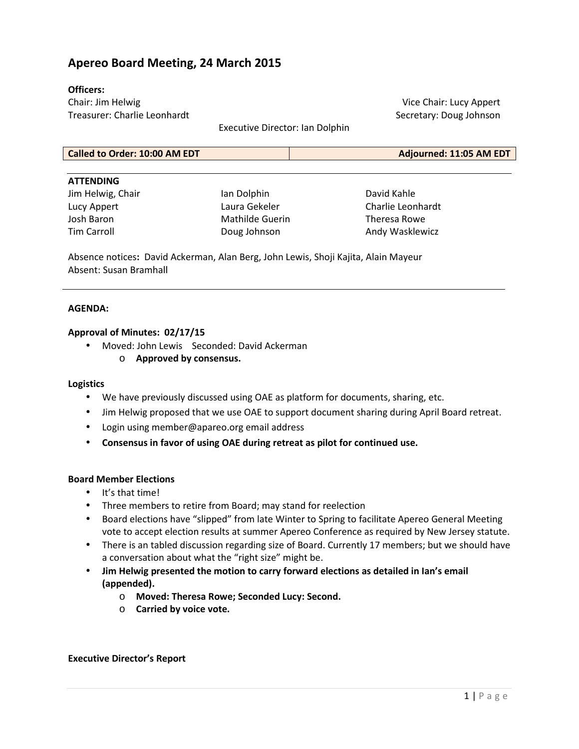# Apereo Board Meeting, 24 March 2015

**Officers:**

Chair: Jim Helwig
Vice Chair: Lucy Appert
Treasurer: Charlie Leonhardt
Secretary: Doug Johnson
Executive Director: Ian Dolphin

| Called to Order: 10:00 AM EDT | Adjourned: 11:05 AM EDT |
| --- | --- |

**ATTENDING**

| | | |
| --- | --- | --- |
| Jim Helwig, Chair | Ian Dolphin | David Kahle |
| Lucy Appert | Laura Gekeler | Charlie Leonhardt |
| Josh Baron | Mathilde Guerin | Theresa Rowe |
| Tim Carroll | Doug Johnson | Andy Wasklewicz |

Absence notices**:** David Ackerman, Alan Berg, John Lewis, Shoji Kajita, Alain Mayeur
Absent: Susan Bramhall

---

**AGENDA:**

**Approval of Minutes: 02/17/15**

- Moved: John Lewis Seconded: David Ackerman
  - **Approved by consensus.**

**Logistics**

- We have previously discussed using OAE as platform for documents, sharing, etc.
- Jim Helwig proposed that we use OAE to support document sharing during April Board retreat.
- Login using member@apareo.org email address
- **Consensus in favor of using OAE during retreat as pilot for continued use.**

**Board Member Elections**

- It's that time!
- Three members to retire from Board; may stand for reelection
- Board elections have "slipped" from late Winter to Spring to facilitate Apereo General Meeting vote to accept election results at summer Apereo Conference as required by New Jersey statute.
- There is an tabled discussion regarding size of Board. Currently 17 members; but we should have a conversation about what the "right size" might be.
- **Jim Helwig presented the motion to carry forward elections as detailed in Ian's email (appended).**
  - **Moved: Theresa Rowe; Seconded Lucy: Second.**
  - **Carried by voice vote.**

**Executive Director's Report**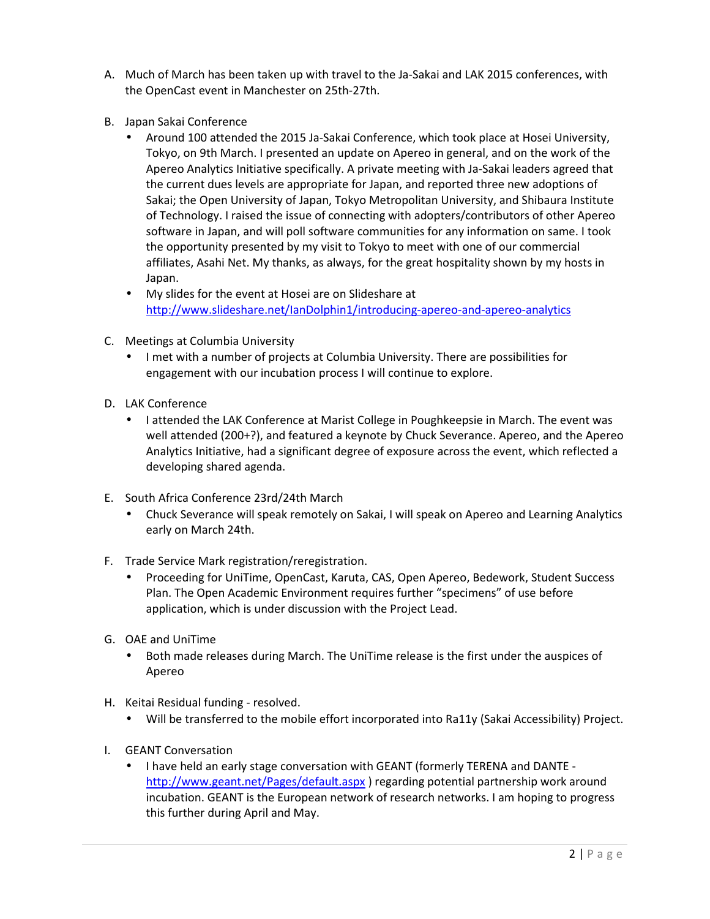A. Much of March has been taken up with travel to the Ja-Sakai and LAK 2015 conferences, with the OpenCast event in Manchester on 25th-27th.

B. Japan Sakai Conference
   - Around 100 attended the 2015 Ja-Sakai Conference, which took place at Hosei University, Tokyo, on 9th March. I presented an update on Apereo in general, and on the work of the Apereo Analytics Initiative specifically. A private meeting with Ja-Sakai leaders agreed that the current dues levels are appropriate for Japan, and reported three new adoptions of Sakai; the Open University of Japan, Tokyo Metropolitan University, and Shibaura Institute of Technology. I raised the issue of connecting with adopters/contributors of other Apereo software in Japan, and will poll software communities for any information on same. I took the opportunity presented by my visit to Tokyo to meet with one of our commercial affiliates, Asahi Net. My thanks, as always, for the great hospitality shown by my hosts in Japan.
   - My slides for the event at Hosei are on Slideshare at http://www.slideshare.net/IanDolphin1/introducing-apereo-and-apereo-analytics

C. Meetings at Columbia University
   - I met with a number of projects at Columbia University. There are possibilities for engagement with our incubation process I will continue to explore.

D. LAK Conference
   - I attended the LAK Conference at Marist College in Poughkeepsie in March. The event was well attended (200+?), and featured a keynote by Chuck Severance. Apereo, and the Apereo Analytics Initiative, had a significant degree of exposure across the event, which reflected a developing shared agenda.

E. South Africa Conference 23rd/24th March
   - Chuck Severance will speak remotely on Sakai, I will speak on Apereo and Learning Analytics early on March 24th.

F. Trade Service Mark registration/reregistration.
   - Proceeding for UniTime, OpenCast, Karuta, CAS, Open Apereo, Bedework, Student Success Plan. The Open Academic Environment requires further "specimens" of use before application, which is under discussion with the Project Lead.

G. OAE and UniTime
   - Both made releases during March. The UniTime release is the first under the auspices of Apereo

H. Keitai Residual funding - resolved.
   - Will be transferred to the mobile effort incorporated into Ra11y (Sakai Accessibility) Project.

I. GEANT Conversation
   - I have held an early stage conversation with GEANT (formerly TERENA and DANTE - http://www.geant.net/Pages/default.aspx ) regarding potential partnership work around incubation. GEANT is the European network of research networks. I am hoping to progress this further during April and May.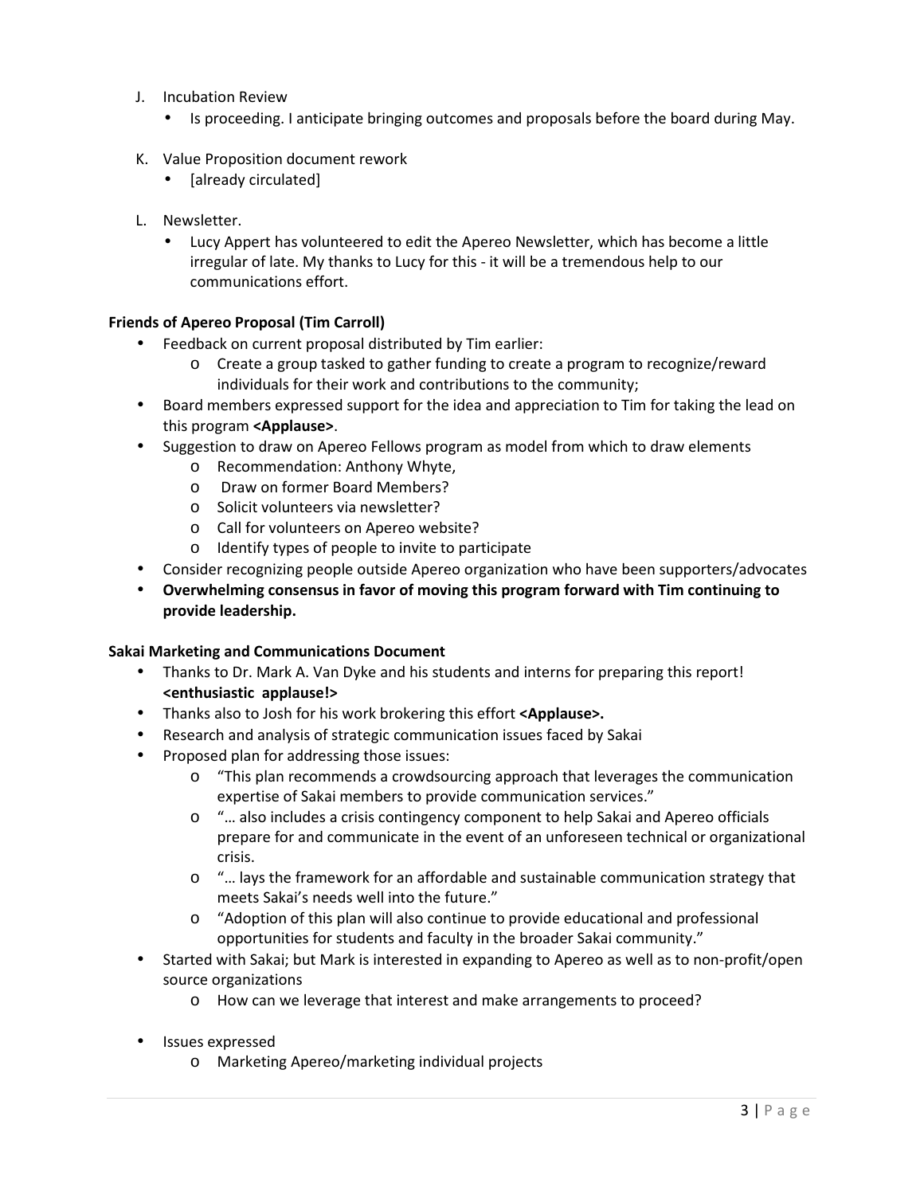J. Incubation Review
   - Is proceeding. I anticipate bringing outcomes and proposals before the board during May.

K. Value Proposition document rework
   - [already circulated]

L. Newsletter.
   - Lucy Appert has volunteered to edit the Apereo Newsletter, which has become a little irregular of late. My thanks to Lucy for this - it will be a tremendous help to our communications effort.

**Friends of Apereo Proposal (Tim Carroll)**

- Feedback on current proposal distributed by Tim earlier:
  - Create a group tasked to gather funding to create a program to recognize/reward individuals for their work and contributions to the community;
- Board members expressed support for the idea and appreciation to Tim for taking the lead on this program **<Applause>**.
- Suggestion to draw on Apereo Fellows program as model from which to draw elements
  - Recommendation: Anthony Whyte,
  - Draw on former Board Members?
  - Solicit volunteers via newsletter?
  - Call for volunteers on Apereo website?
  - Identify types of people to invite to participate
- Consider recognizing people outside Apereo organization who have been supporters/advocates
- **Overwhelming consensus in favor of moving this program forward with Tim continuing to provide leadership.**

**Sakai Marketing and Communications Document**

- Thanks to Dr. Mark A. Van Dyke and his students and interns for preparing this report! **<enthusiastic applause!>**
- Thanks also to Josh for his work brokering this effort **<Applause>.**
- Research and analysis of strategic communication issues faced by Sakai
- Proposed plan for addressing those issues:
  - "This plan recommends a crowdsourcing approach that leverages the communication expertise of Sakai members to provide communication services."
  - "… also includes a crisis contingency component to help Sakai and Apereo officials prepare for and communicate in the event of an unforeseen technical or organizational crisis.
  - "… lays the framework for an affordable and sustainable communication strategy that meets Sakai's needs well into the future."
  - "Adoption of this plan will also continue to provide educational and professional opportunities for students and faculty in the broader Sakai community."
- Started with Sakai; but Mark is interested in expanding to Apereo as well as to non-profit/open source organizations
  - How can we leverage that interest and make arrangements to proceed?

- Issues expressed
  - Marketing Apereo/marketing individual projects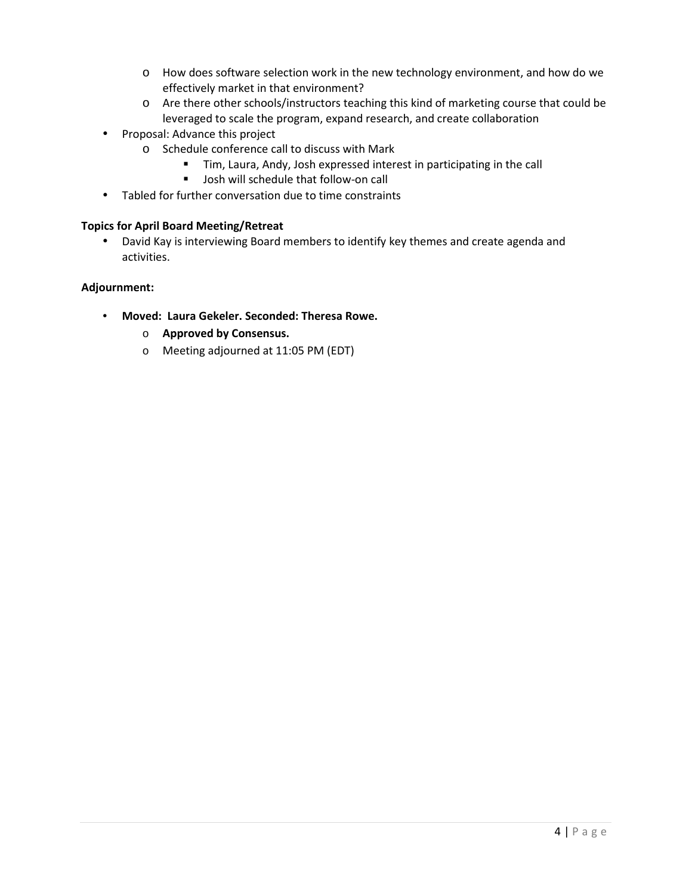- How does software selection work in the new technology environment, and how do we effectively market in that environment?
    - Are there other schools/instructors teaching this kind of marketing course that could be leveraged to scale the program, expand research, and create collaboration
- Proposal: Advance this project
    - Schedule conference call to discuss with Mark
        - Tim, Laura, Andy, Josh expressed interest in participating in the call
        - Josh will schedule that follow-on call
- Tabled for further conversation due to time constraints

**Topics for April Board Meeting/Retreat**

- David Kay is interviewing Board members to identify key themes and create agenda and activities.

**Adjournment:**

- **Moved: Laura Gekeler. Seconded: Theresa Rowe.**
    - **Approved by Consensus.**
    - Meeting adjourned at 11:05 PM (EDT)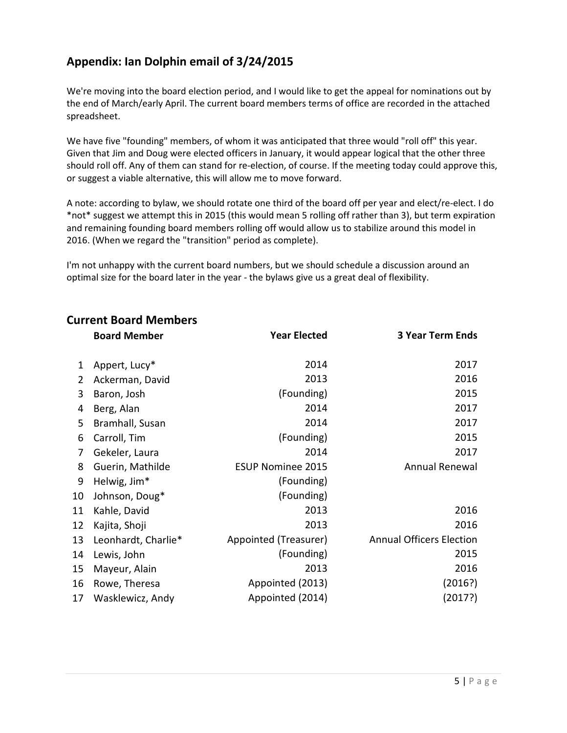## Appendix: Ian Dolphin email of 3/24/2015

We're moving into the board election period, and I would like to get the appeal for nominations out by the end of March/early April. The current board members terms of office are recorded in the attached spreadsheet.

We have five "founding" members, of whom it was anticipated that three would "roll off" this year. Given that Jim and Doug were elected officers in January, it would appear logical that the other three should roll off. Any of them can stand for re-election, of course. If the meeting today could approve this, or suggest a viable alternative, this will allow me to move forward.

A note: according to bylaw, we should rotate one third of the board off per year and elect/re-elect. I do *not* suggest we attempt this in 2015 (this would mean 5 rolling off rather than 3), but term expiration and remaining founding board members rolling off would allow us to stabilize around this model in 2016. (When we regard the "transition" period as complete).

I'm not unhappy with the current board numbers, but we should schedule a discussion around an optimal size for the board later in the year - the bylaws give us a great deal of flexibility.

## Current Board Members

| | Board Member | Year Elected | 3 Year Term Ends |
|---|---|---|---|
| 1 | Appert, Lucy* | 2014 | 2017 |
| 2 | Ackerman, David | 2013 | 2016 |
| 3 | Baron, Josh | (Founding) | 2015 |
| 4 | Berg, Alan | 2014 | 2017 |
| 5 | Bramhall, Susan | 2014 | 2017 |
| 6 | Carroll, Tim | (Founding) | 2015 |
| 7 | Gekeler, Laura | 2014 | 2017 |
| 8 | Guerin, Mathilde | ESUP Nominee 2015 | Annual Renewal |
| 9 | Helwig, Jim* | (Founding) | |
| 10 | Johnson, Doug* | (Founding) | |
| 11 | Kahle, David | 2013 | 2016 |
| 12 | Kajita, Shoji | 2013 | 2016 |
| 13 | Leonhardt, Charlie* | Appointed (Treasurer) | Annual Officers Election |
| 14 | Lewis, John | (Founding) | 2015 |
| 15 | Mayeur, Alain | 2013 | 2016 |
| 16 | Rowe, Theresa | Appointed (2013) | (2016?) |
| 17 | Wasklewicz, Andy | Appointed (2014) | (2017?) |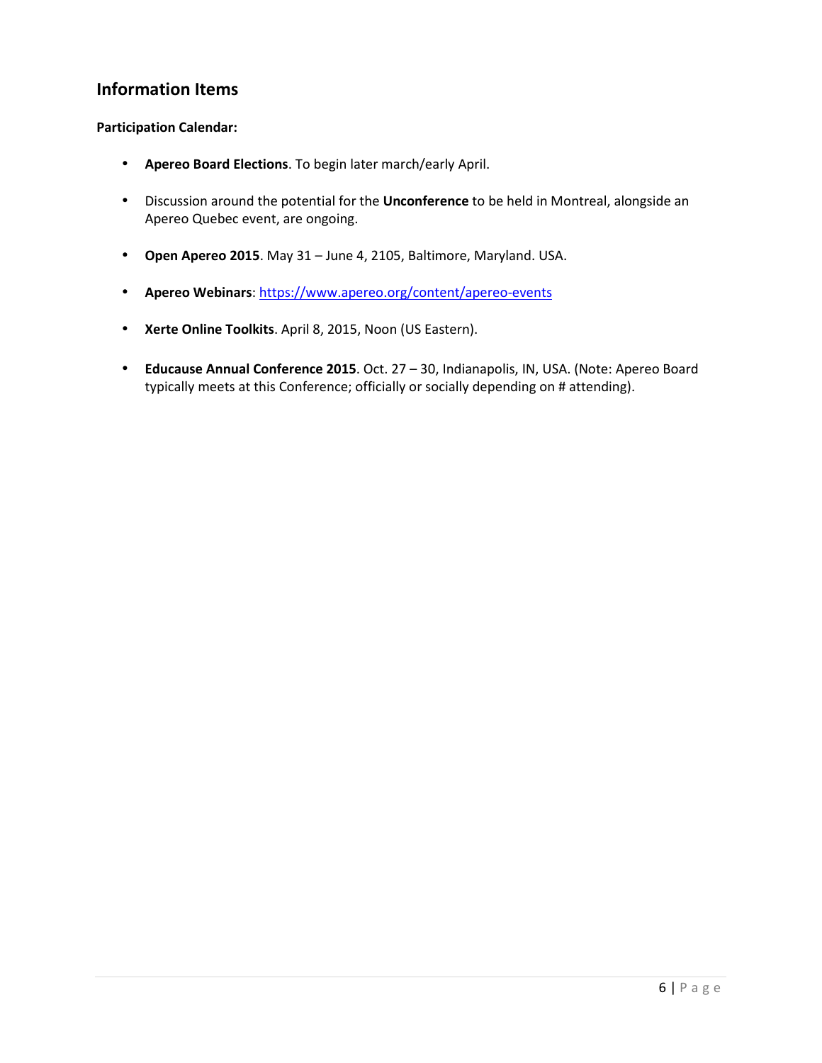## Information Items

**Participation Calendar:**

- **Apereo Board Elections**. To begin later march/early April.
- Discussion around the potential for the **Unconference** to be held in Montreal, alongside an Apereo Quebec event, are ongoing.
- **Open Apereo 2015**. May 31 – June 4, 2105, Baltimore, Maryland. USA.
- **Apereo Webinars**: https://www.apereo.org/content/apereo-events
- **Xerte Online Toolkits**. April 8, 2015, Noon (US Eastern).
- **Educause Annual Conference 2015**. Oct. 27 – 30, Indianapolis, IN, USA. (Note: Apereo Board typically meets at this Conference; officially or socially depending on # attending).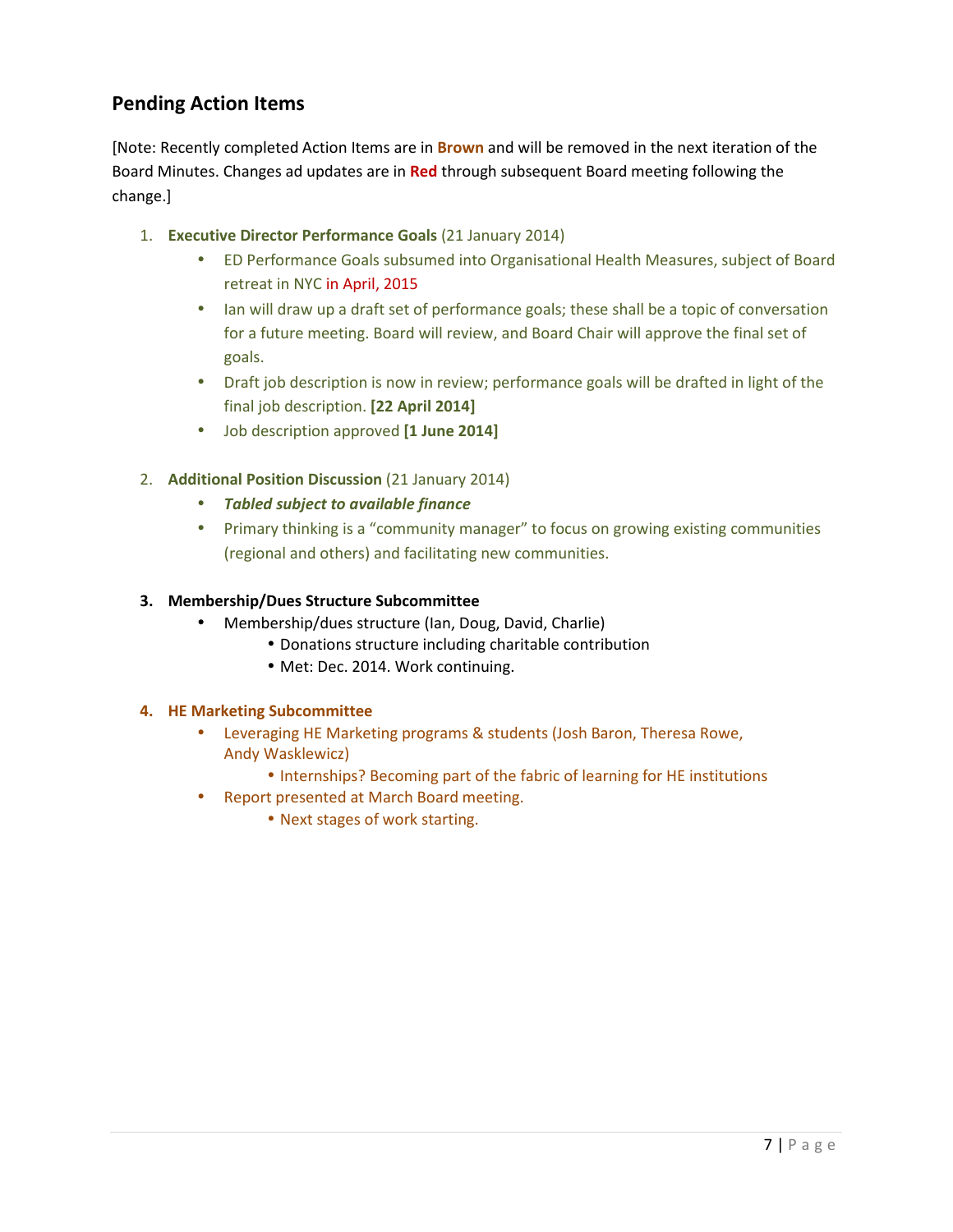## Pending Action Items

[Note: Recently completed Action Items are in **Brown** and will be removed in the next iteration of the Board Minutes. Changes ad updates are in **Red** through subsequent Board meeting following the change.]

1. **Executive Director Performance Goals** (21 January 2014)
   - ED Performance Goals subsumed into Organisational Health Measures, subject of Board retreat in NYC in April, 2015
   - Ian will draw up a draft set of performance goals; these shall be a topic of conversation for a future meeting. Board will review, and Board Chair will approve the final set of goals.
   - Draft job description is now in review; performance goals will be drafted in light of the final job description. **[22 April 2014]**
   - Job description approved **[1 June 2014]**

2. **Additional Position Discussion** (21 January 2014)
   - ***Tabled subject to available finance***
   - Primary thinking is a "community manager" to focus on growing existing communities (regional and others) and facilitating new communities.

3. **Membership/Dues Structure Subcommittee**
   - Membership/dues structure (Ian, Doug, David, Charlie)
     - Donations structure including charitable contribution
     - Met: Dec. 2014. Work continuing.

4. **HE Marketing Subcommittee**
   - Leveraging HE Marketing programs & students (Josh Baron, Theresa Rowe, Andy Wasklewicz)
     - Internships? Becoming part of the fabric of learning for HE institutions
   - Report presented at March Board meeting.
     - Next stages of work starting.